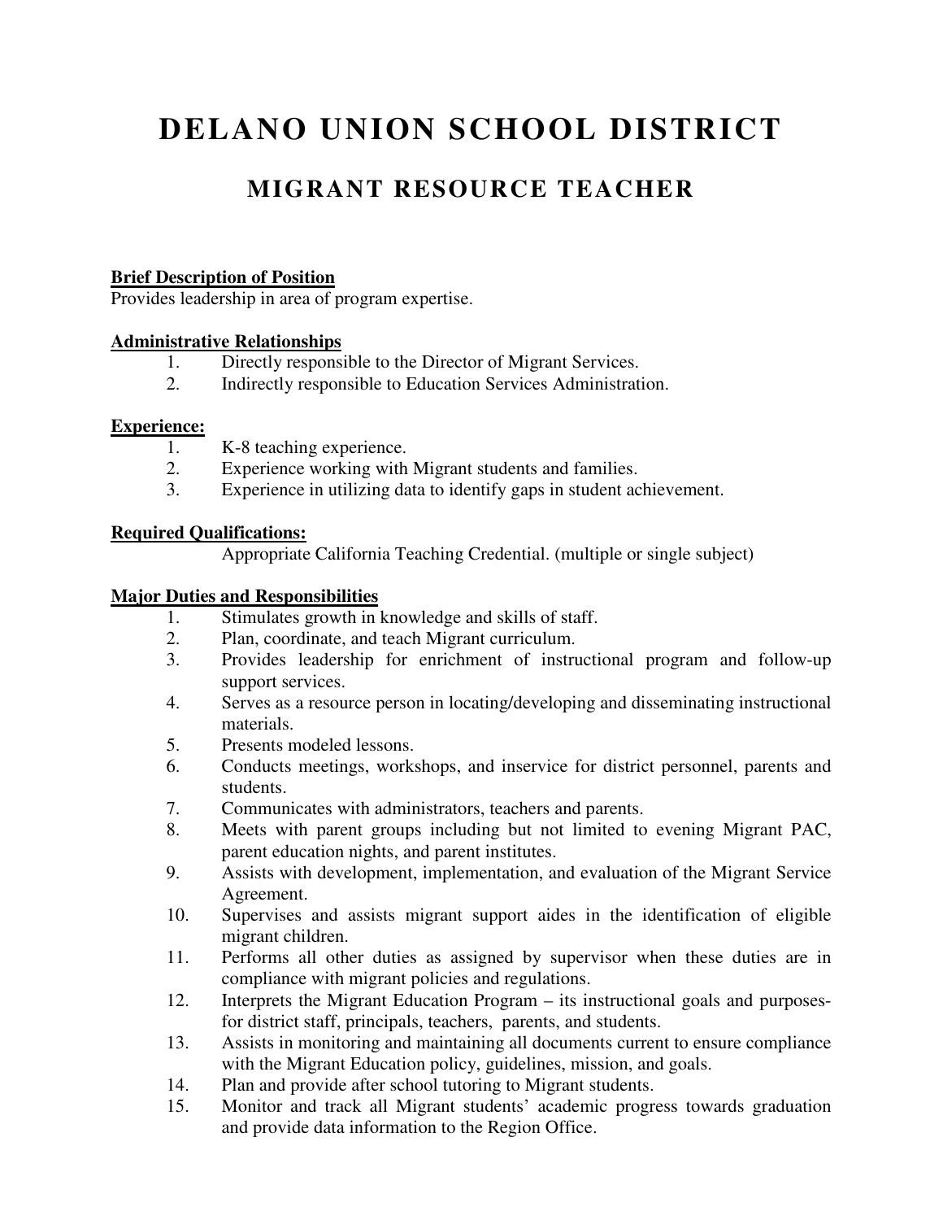# DELANO UNION SCHOOL DISTRICT

## MIGRANT RESOURCE TEACHER

**Brief Description of Position**

Provides leadership in area of program expertise.

**Administrative Relationships**

1. Directly responsible to the Director of Migrant Services.
2. Indirectly responsible to Education Services Administration.

**Experience:**

1. K-8 teaching experience.
2. Experience working with Migrant students and families.
3. Experience in utilizing data to identify gaps in student achievement.

**Required Qualifications:**

Appropriate California Teaching Credential. (multiple or single subject)

**Major Duties and Responsibilities**

1. Stimulates growth in knowledge and skills of staff.
2. Plan, coordinate, and teach Migrant curriculum.
3. Provides leadership for enrichment of instructional program and follow-up support services.
4. Serves as a resource person in locating/developing and disseminating instructional materials.
5. Presents modeled lessons.
6. Conducts meetings, workshops, and inservice for district personnel, parents and students.
7. Communicates with administrators, teachers and parents.
8. Meets with parent groups including but not limited to evening Migrant PAC, parent education nights, and parent institutes.
9. Assists with development, implementation, and evaluation of the Migrant Service Agreement.
10. Supervises and assists migrant support aides in the identification of eligible migrant children.
11. Performs all other duties as assigned by supervisor when these duties are in compliance with migrant policies and regulations.
12. Interprets the Migrant Education Program – its instructional goals and purposes- for district staff, principals, teachers, parents, and students.
13. Assists in monitoring and maintaining all documents current to ensure compliance with the Migrant Education policy, guidelines, mission, and goals.
14. Plan and provide after school tutoring to Migrant students.
15. Monitor and track all Migrant students' academic progress towards graduation and provide data information to the Region Office.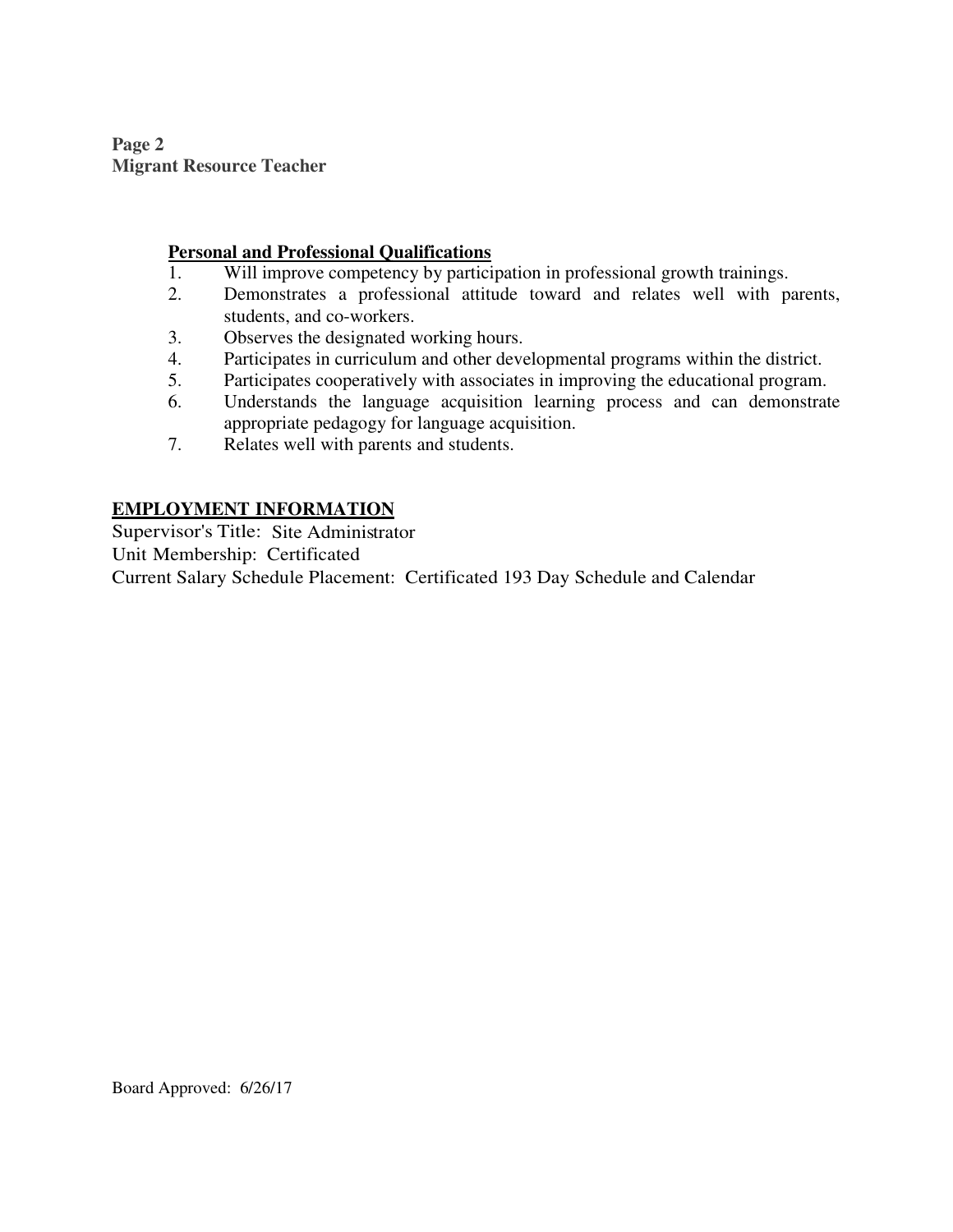**Personal and Professional Qualifications**

1. Will improve competency by participation in professional growth trainings.
2. Demonstrates a professional attitude toward and relates well with parents, students, and co-workers.
3. Observes the designated working hours.
4. Participates in curriculum and other developmental programs within the district.
5. Participates cooperatively with associates in improving the educational program.
6. Understands the language acquisition learning process and can demonstrate appropriate pedagogy for language acquisition.
7. Relates well with parents and students.

## EMPLOYMENT INFORMATION

Supervisor's Title: Site Administrator
Unit Membership: Certificated
Current Salary Schedule Placement: Certificated 193 Day Schedule and Calendar

Board Approved: 6/26/17